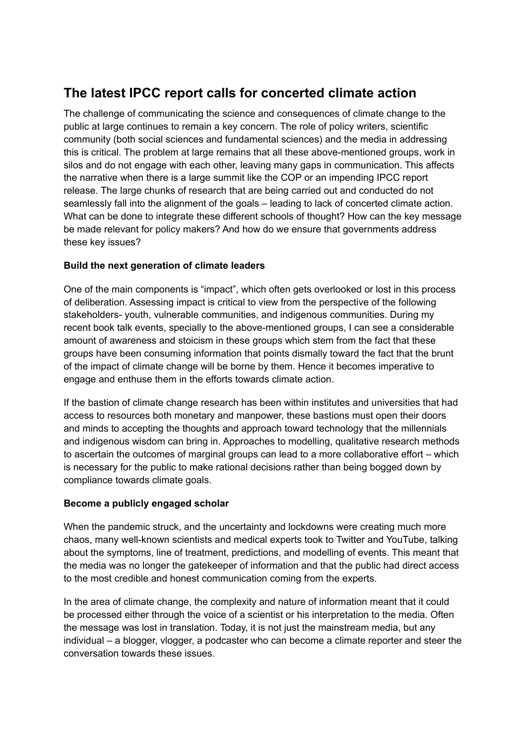## The latest IPCC report calls for concerted climate action

The challenge of communicating the science and consequences of climate change to the public at large continues to remain a key concern. The role of policy writers, scientific community (both social sciences and fundamental sciences) and the media in addressing this is critical. The problem at large remains that all these above-mentioned groups, work in silos and do not engage with each other, leaving many gaps in communication. This affects the narrative when there is a large summit like the COP or an impending IPCC report release. The large chunks of research that are being carried out and conducted do not seamlessly fall into the alignment of the goals – leading to lack of concerted climate action. What can be done to integrate these different schools of thought? How can the key message be made relevant for policy makers? And how do we ensure that governments address these key issues?

**Build the next generation of climate leaders**

One of the main components is "impact", which often gets overlooked or lost in this process of deliberation. Assessing impact is critical to view from the perspective of the following stakeholders- youth, vulnerable communities, and indigenous communities. During my recent book talk events, specially to the above-mentioned groups, I can see a considerable amount of awareness and stoicism in these groups which stem from the fact that these groups have been consuming information that points dismally toward the fact that the brunt of the impact of climate change will be borne by them. Hence it becomes imperative to engage and enthuse them in the efforts towards climate action.

If the bastion of climate change research has been within institutes and universities that had access to resources both monetary and manpower, these bastions must open their doors and minds to accepting the thoughts and approach toward technology that the millennials and indigenous wisdom can bring in. Approaches to modelling, qualitative research methods to ascertain the outcomes of marginal groups can lead to a more collaborative effort – which is necessary for the public to make rational decisions rather than being bogged down by compliance towards climate goals.

**Become a publicly engaged scholar**

When the pandemic struck, and the uncertainty and lockdowns were creating much more chaos, many well-known scientists and medical experts took to Twitter and YouTube, talking about the symptoms, line of treatment, predictions, and modelling of events. This meant that the media was no longer the gatekeeper of information and that the public had direct access to the most credible and honest communication coming from the experts.

In the area of climate change, the complexity and nature of information meant that it could be processed either through the voice of a scientist or his interpretation to the media. Often the message was lost in translation. Today, it is not just the mainstream media, but any individual – a blogger, vlogger, a podcaster who can become a climate reporter and steer the conversation towards these issues.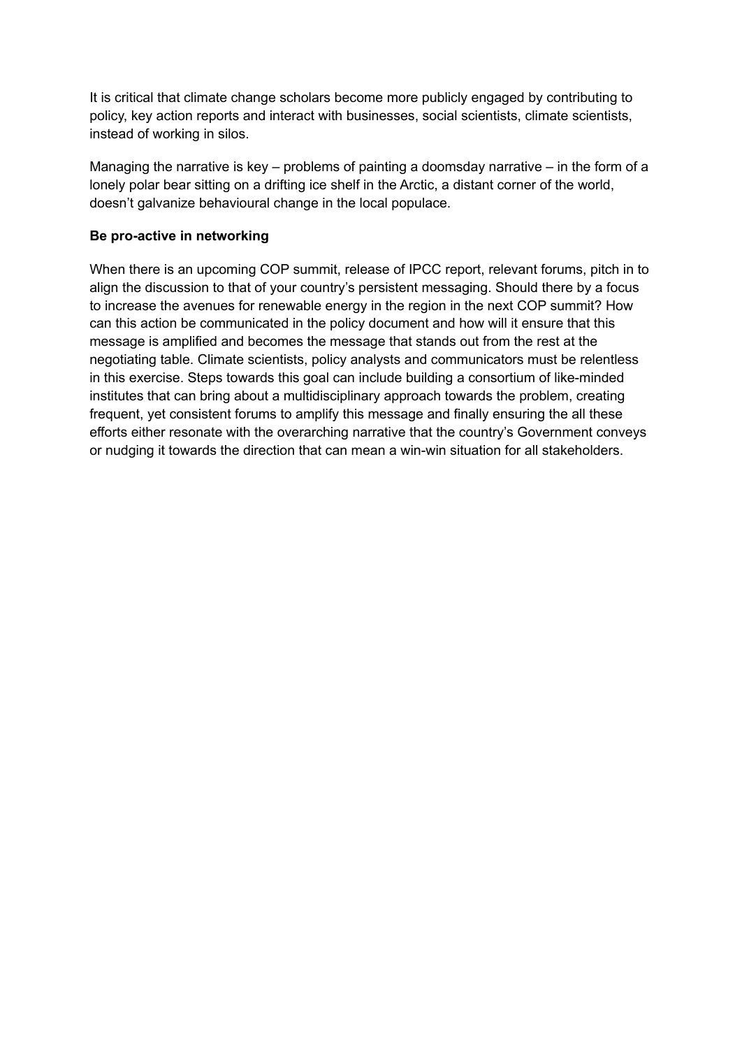It is critical that climate change scholars become more publicly engaged by contributing to policy, key action reports and interact with businesses, social scientists, climate scientists, instead of working in silos.

Managing the narrative is key – problems of painting a doomsday narrative – in the form of a lonely polar bear sitting on a drifting ice shelf in the Arctic, a distant corner of the world, doesn't galvanize behavioural change in the local populace.

**Be pro-active in networking**

When there is an upcoming COP summit, release of IPCC report, relevant forums, pitch in to align the discussion to that of your country's persistent messaging. Should there by a focus to increase the avenues for renewable energy in the region in the next COP summit? How can this action be communicated in the policy document and how will it ensure that this message is amplified and becomes the message that stands out from the rest at the negotiating table. Climate scientists, policy analysts and communicators must be relentless in this exercise. Steps towards this goal can include building a consortium of like-minded institutes that can bring about a multidisciplinary approach towards the problem, creating frequent, yet consistent forums to amplify this message and finally ensuring the all these efforts either resonate with the overarching narrative that the country's Government conveys or nudging it towards the direction that can mean a win-win situation for all stakeholders.